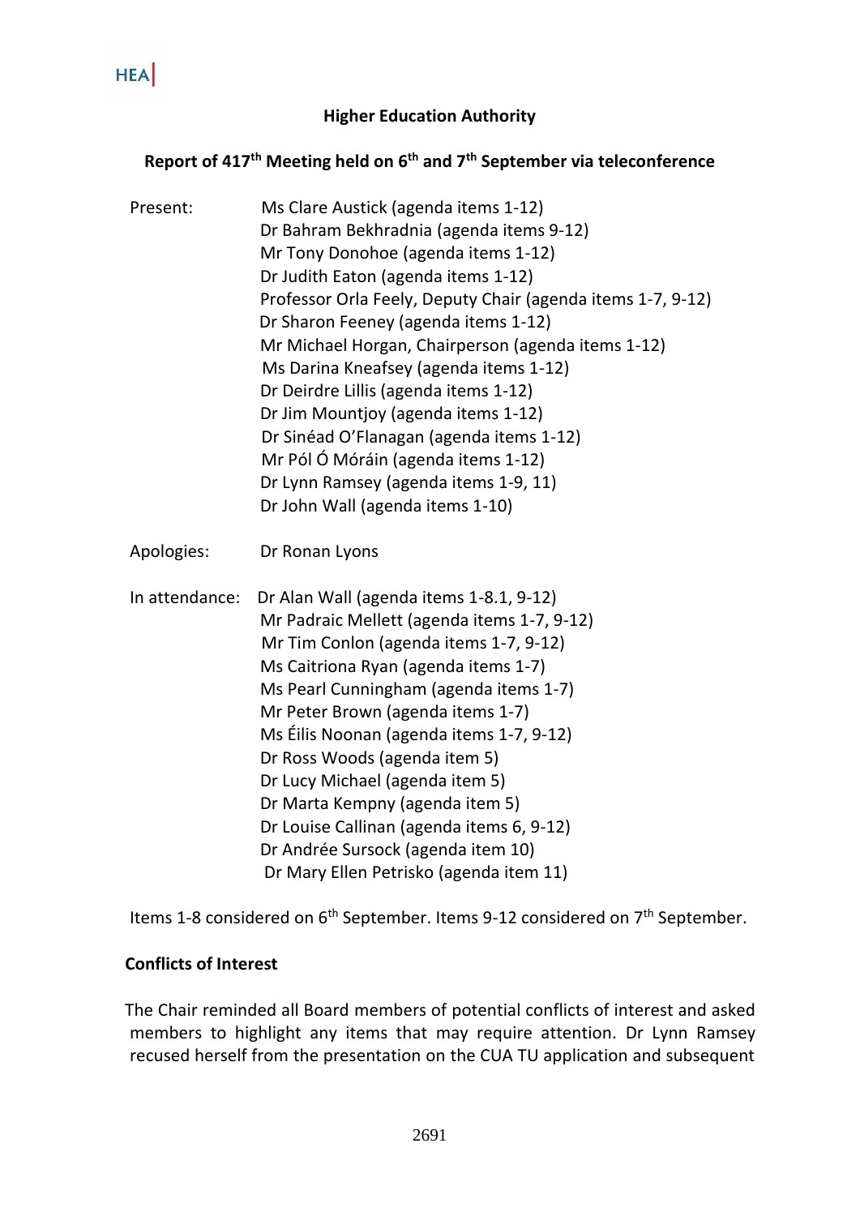HEA

# Higher Education Authority

## Report of 417th Meeting held on 6th and 7th September via teleconference

Present:
- Ms Clare Austick (agenda items 1-12)
- Dr Bahram Bekhradnia (agenda items 9-12)
- Mr Tony Donohoe (agenda items 1-12)
- Dr Judith Eaton (agenda items 1-12)
- Professor Orla Feely, Deputy Chair (agenda items 1-7, 9-12)
- Dr Sharon Feeney (agenda items 1-12)
- Mr Michael Horgan, Chairperson (agenda items 1-12)
- Ms Darina Kneafsey (agenda items 1-12)
- Dr Deirdre Lillis (agenda items 1-12)
- Dr Jim Mountjoy (agenda items 1-12)
- Dr Sinéad O'Flanagan (agenda items 1-12)
- Mr Pól Ó Móráin (agenda items 1-12)
- Dr Lynn Ramsey (agenda items 1-9, 11)
- Dr John Wall (agenda items 1-10)

Apologies: Dr Ronan Lyons

In attendance:
- Dr Alan Wall (agenda items 1-8.1, 9-12)
- Mr Padraic Mellett (agenda items 1-7, 9-12)
- Mr Tim Conlon (agenda items 1-7, 9-12)
- Ms Caitriona Ryan (agenda items 1-7)
- Ms Pearl Cunningham (agenda items 1-7)
- Mr Peter Brown (agenda items 1-7)
- Ms Éilis Noonan (agenda items 1-7, 9-12)
- Dr Ross Woods (agenda item 5)
- Dr Lucy Michael (agenda item 5)
- Dr Marta Kempny (agenda item 5)
- Dr Louise Callinan (agenda items 6, 9-12)
- Dr Andrée Sursock (agenda item 10)
- Dr Mary Ellen Petrisko (agenda item 11)

Items 1-8 considered on 6th September. Items 9-12 considered on 7th September.

### Conflicts of Interest

The Chair reminded all Board members of potential conflicts of interest and asked members to highlight any items that may require attention. Dr Lynn Ramsey recused herself from the presentation on the CUA TU application and subsequent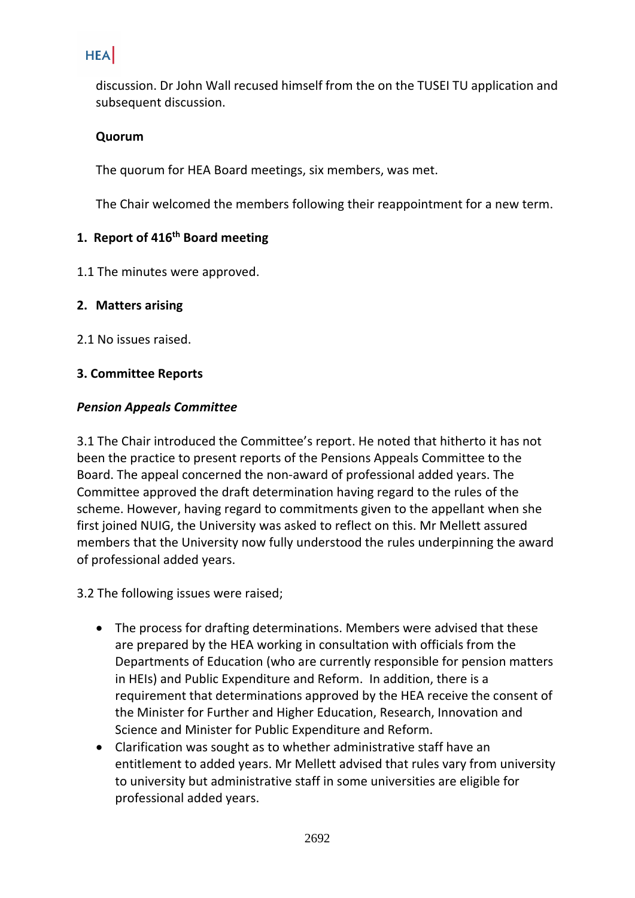discussion. Dr John Wall recused himself from the on the TUSEI TU application and subsequent discussion.

**Quorum**

The quorum for HEA Board meetings, six members, was met.

The Chair welcomed the members following their reappointment for a new term.

## 1. Report of 416th Board meeting

1.1 The minutes were approved.

## 2. Matters arising

2.1 No issues raised.

## 3. Committee Reports

***Pension Appeals Committee***

3.1 The Chair introduced the Committee's report. He noted that hitherto it has not been the practice to present reports of the Pensions Appeals Committee to the Board. The appeal concerned the non-award of professional added years. The Committee approved the draft determination having regard to the rules of the scheme. However, having regard to commitments given to the appellant when she first joined NUIG, the University was asked to reflect on this. Mr Mellett assured members that the University now fully understood the rules underpinning the award of professional added years.

3.2 The following issues were raised;

- The process for drafting determinations. Members were advised that these are prepared by the HEA working in consultation with officials from the Departments of Education (who are currently responsible for pension matters in HEIs) and Public Expenditure and Reform. In addition, there is a requirement that determinations approved by the HEA receive the consent of the Minister for Further and Higher Education, Research, Innovation and Science and Minister for Public Expenditure and Reform.
- Clarification was sought as to whether administrative staff have an entitlement to added years. Mr Mellett advised that rules vary from university to university but administrative staff in some universities are eligible for professional added years.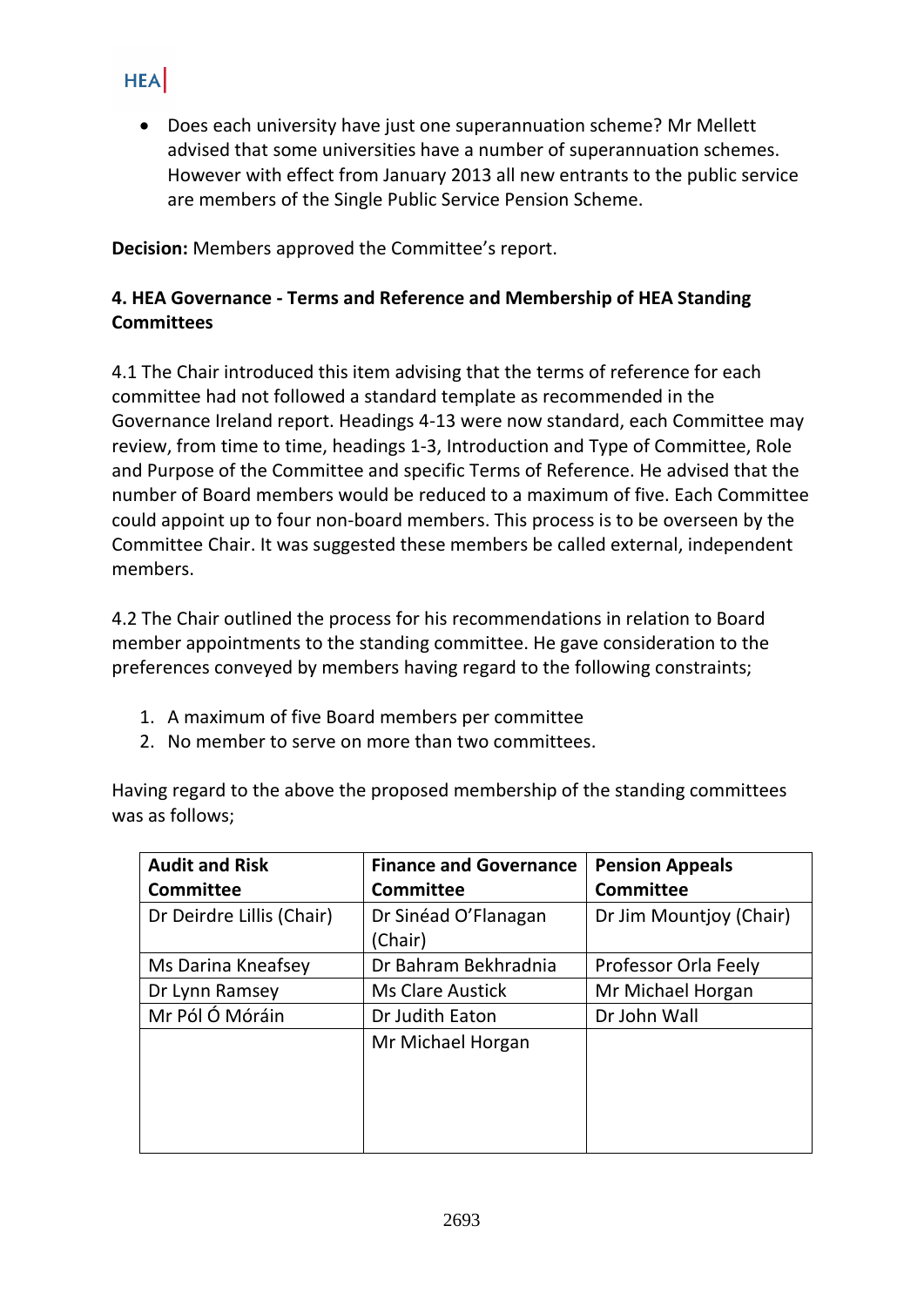- Does each university have just one superannuation scheme? Mr Mellett advised that some universities have a number of superannuation schemes. However with effect from January 2013 all new entrants to the public service are members of the Single Public Service Pension Scheme.

**Decision:** Members approved the Committee's report.

**4. HEA Governance - Terms and Reference and Membership of HEA Standing Committees**

4.1 The Chair introduced this item advising that the terms of reference for each committee had not followed a standard template as recommended in the Governance Ireland report. Headings 4-13 were now standard, each Committee may review, from time to time, headings 1-3, Introduction and Type of Committee, Role and Purpose of the Committee and specific Terms of Reference. He advised that the number of Board members would be reduced to a maximum of five. Each Committee could appoint up to four non-board members. This process is to be overseen by the Committee Chair. It was suggested these members be called external, independent members.

4.2 The Chair outlined the process for his recommendations in relation to Board member appointments to the standing committee. He gave consideration to the preferences conveyed by members having regard to the following constraints;

1. A maximum of five Board members per committee
2. No member to serve on more than two committees.

Having regard to the above the proposed membership of the standing committees was as follows;

| Audit and Risk Committee | Finance and Governance Committee | Pension Appeals Committee |
|---|---|---|
| Dr Deirdre Lillis (Chair) | Dr Sinéad O'Flanagan (Chair) | Dr Jim Mountjoy (Chair) |
| Ms Darina Kneafsey | Dr Bahram Bekhradnia | Professor Orla Feely |
| Dr Lynn Ramsey | Ms Clare Austick | Mr Michael Horgan |
| Mr Pól Ó Móráin | Dr Judith Eaton | Dr John Wall |
| | Mr Michael Horgan | |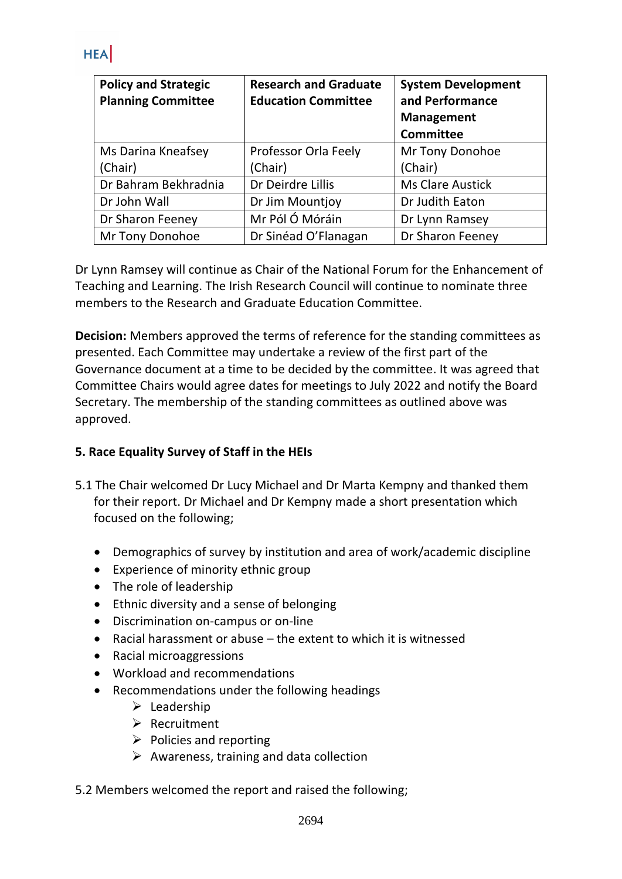| Policy and Strategic Planning Committee | Research and Graduate Education Committee | System Development and Performance Management Committee |
|---|---|---|
| Ms Darina Kneafsey (Chair) | Professor Orla Feely (Chair) | Mr Tony Donohoe (Chair) |
| Dr Bahram Bekhradnia | Dr Deirdre Lillis | Ms Clare Austick |
| Dr John Wall | Dr Jim Mountjoy | Dr Judith Eaton |
| Dr Sharon Feeney | Mr Pól Ó Móráin | Dr Lynn Ramsey |
| Mr Tony Donohoe | Dr Sinéad O'Flanagan | Dr Sharon Feeney |

Dr Lynn Ramsey will continue as Chair of the National Forum for the Enhancement of Teaching and Learning. The Irish Research Council will continue to nominate three members to the Research and Graduate Education Committee.

**Decision:** Members approved the terms of reference for the standing committees as presented. Each Committee may undertake a review of the first part of the Governance document at a time to be decided by the committee. It was agreed that Committee Chairs would agree dates for meetings to July 2022 and notify the Board Secretary. The membership of the standing committees as outlined above was approved.

**5. Race Equality Survey of Staff in the HEIs**

5.1 The Chair welcomed Dr Lucy Michael and Dr Marta Kempny and thanked them for their report. Dr Michael and Dr Kempny made a short presentation which focused on the following;

- Demographics of survey by institution and area of work/academic discipline
- Experience of minority ethnic group
- The role of leadership
- Ethnic diversity and a sense of belonging
- Discrimination on-campus or on-line
- Racial harassment or abuse – the extent to which it is witnessed
- Racial microaggressions
- Workload and recommendations
- Recommendations under the following headings
  - Leadership
  - Recruitment
  - Policies and reporting
  - Awareness, training and data collection

5.2 Members welcomed the report and raised the following;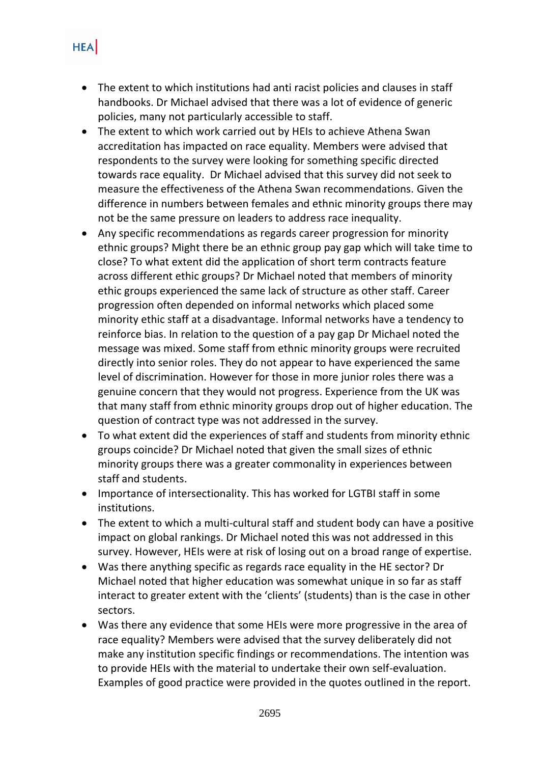- The extent to which institutions had anti racist policies and clauses in staff handbooks. Dr Michael advised that there was a lot of evidence of generic policies, many not particularly accessible to staff.
- The extent to which work carried out by HEIs to achieve Athena Swan accreditation has impacted on race equality. Members were advised that respondents to the survey were looking for something specific directed towards race equality. Dr Michael advised that this survey did not seek to measure the effectiveness of the Athena Swan recommendations. Given the difference in numbers between females and ethnic minority groups there may not be the same pressure on leaders to address race inequality.
- Any specific recommendations as regards career progression for minority ethnic groups? Might there be an ethnic group pay gap which will take time to close? To what extent did the application of short term contracts feature across different ethic groups? Dr Michael noted that members of minority ethic groups experienced the same lack of structure as other staff. Career progression often depended on informal networks which placed some minority ethic staff at a disadvantage. Informal networks have a tendency to reinforce bias. In relation to the question of a pay gap Dr Michael noted the message was mixed. Some staff from ethnic minority groups were recruited directly into senior roles. They do not appear to have experienced the same level of discrimination. However for those in more junior roles there was a genuine concern that they would not progress. Experience from the UK was that many staff from ethnic minority groups drop out of higher education. The question of contract type was not addressed in the survey.
- To what extent did the experiences of staff and students from minority ethnic groups coincide? Dr Michael noted that given the small sizes of ethnic minority groups there was a greater commonality in experiences between staff and students.
- Importance of intersectionality. This has worked for LGTBI staff in some institutions.
- The extent to which a multi-cultural staff and student body can have a positive impact on global rankings. Dr Michael noted this was not addressed in this survey. However, HEIs were at risk of losing out on a broad range of expertise.
- Was there anything specific as regards race equality in the HE sector? Dr Michael noted that higher education was somewhat unique in so far as staff interact to greater extent with the 'clients' (students) than is the case in other sectors.
- Was there any evidence that some HEIs were more progressive in the area of race equality? Members were advised that the survey deliberately did not make any institution specific findings or recommendations. The intention was to provide HEIs with the material to undertake their own self-evaluation. Examples of good practice were provided in the quotes outlined in the report.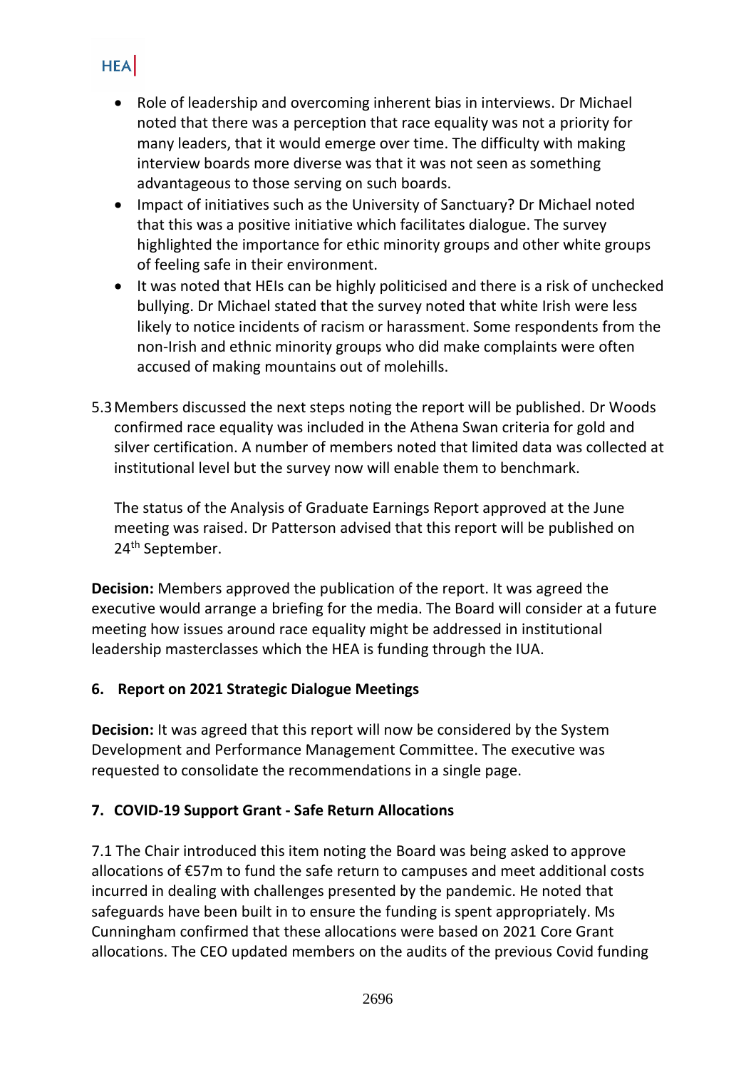- Role of leadership and overcoming inherent bias in interviews. Dr Michael noted that there was a perception that race equality was not a priority for many leaders, that it would emerge over time. The difficulty with making interview boards more diverse was that it was not seen as something advantageous to those serving on such boards.
- Impact of initiatives such as the University of Sanctuary? Dr Michael noted that this was a positive initiative which facilitates dialogue. The survey highlighted the importance for ethic minority groups and other white groups of feeling safe in their environment.
- It was noted that HEIs can be highly politicised and there is a risk of unchecked bullying. Dr Michael stated that the survey noted that white Irish were less likely to notice incidents of racism or harassment. Some respondents from the non-Irish and ethnic minority groups who did make complaints were often accused of making mountains out of molehills.

5.3 Members discussed the next steps noting the report will be published. Dr Woods confirmed race equality was included in the Athena Swan criteria for gold and silver certification. A number of members noted that limited data was collected at institutional level but the survey now will enable them to benchmark.

The status of the Analysis of Graduate Earnings Report approved at the June meeting was raised. Dr Patterson advised that this report will be published on 24th September.

**Decision:** Members approved the publication of the report. It was agreed the executive would arrange a briefing for the media. The Board will consider at a future meeting how issues around race equality might be addressed in institutional leadership masterclasses which the HEA is funding through the IUA.

## 6. Report on 2021 Strategic Dialogue Meetings

**Decision:** It was agreed that this report will now be considered by the System Development and Performance Management Committee. The executive was requested to consolidate the recommendations in a single page.

## 7. COVID-19 Support Grant - Safe Return Allocations

7.1 The Chair introduced this item noting the Board was being asked to approve allocations of €57m to fund the safe return to campuses and meet additional costs incurred in dealing with challenges presented by the pandemic. He noted that safeguards have been built in to ensure the funding is spent appropriately. Ms Cunningham confirmed that these allocations were based on 2021 Core Grant allocations. The CEO updated members on the audits of the previous Covid funding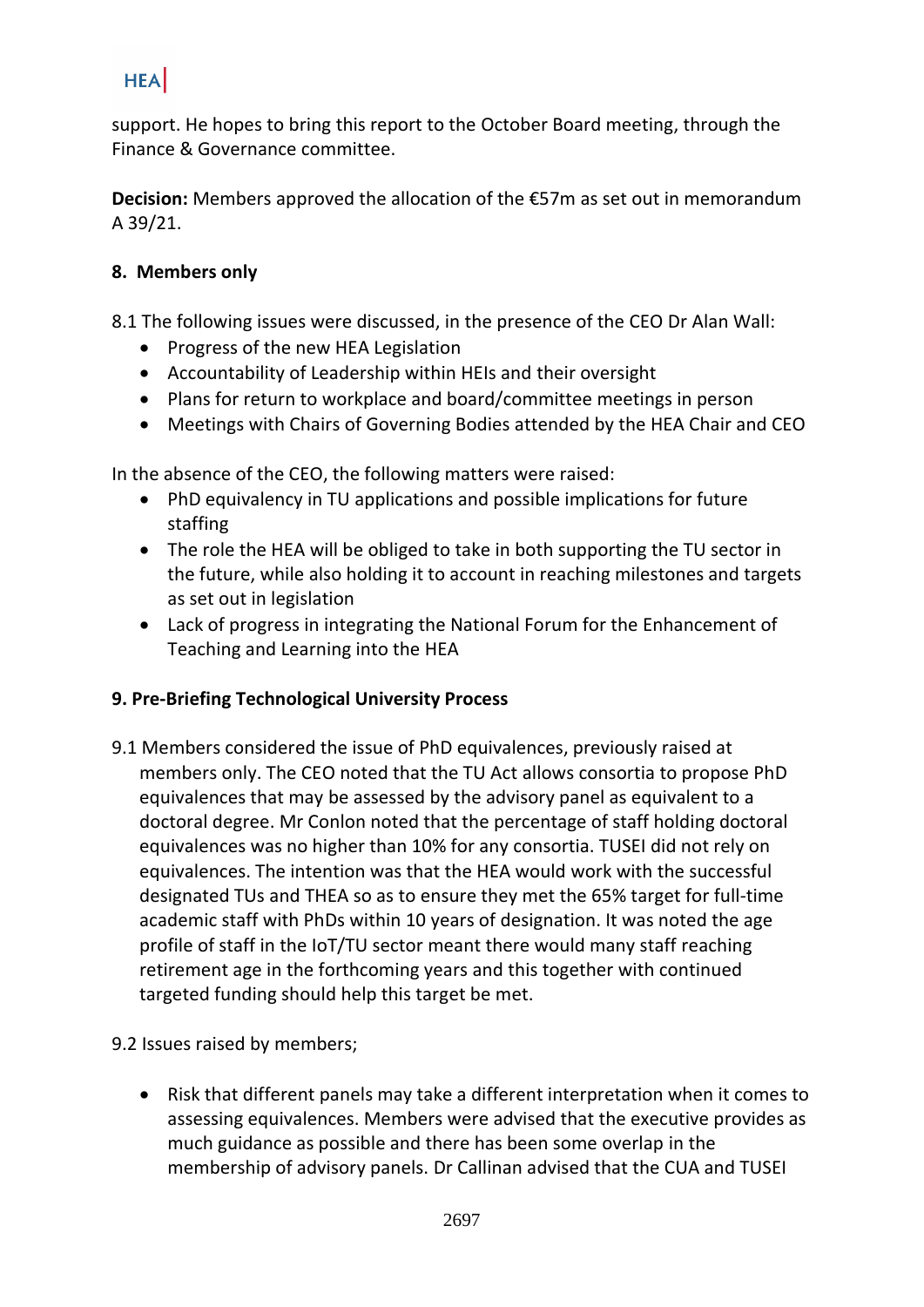support. He hopes to bring this report to the October Board meeting, through the Finance & Governance committee.

**Decision:** Members approved the allocation of the €57m as set out in memorandum A 39/21.

## 8. Members only

8.1 The following issues were discussed, in the presence of the CEO Dr Alan Wall:

- Progress of the new HEA Legislation
- Accountability of Leadership within HEIs and their oversight
- Plans for return to workplace and board/committee meetings in person
- Meetings with Chairs of Governing Bodies attended by the HEA Chair and CEO

In the absence of the CEO, the following matters were raised:

- PhD equivalency in TU applications and possible implications for future staffing
- The role the HEA will be obliged to take in both supporting the TU sector in the future, while also holding it to account in reaching milestones and targets as set out in legislation
- Lack of progress in integrating the National Forum for the Enhancement of Teaching and Learning into the HEA

## 9. Pre-Briefing Technological University Process

9.1 Members considered the issue of PhD equivalences, previously raised at members only. The CEO noted that the TU Act allows consortia to propose PhD equivalences that may be assessed by the advisory panel as equivalent to a doctoral degree. Mr Conlon noted that the percentage of staff holding doctoral equivalences was no higher than 10% for any consortia. TUSEI did not rely on equivalences. The intention was that the HEA would work with the successful designated TUs and THEA so as to ensure they met the 65% target for full-time academic staff with PhDs within 10 years of designation. It was noted the age profile of staff in the IoT/TU sector meant there would many staff reaching retirement age in the forthcoming years and this together with continued targeted funding should help this target be met.

9.2 Issues raised by members;

- Risk that different panels may take a different interpretation when it comes to assessing equivalences. Members were advised that the executive provides as much guidance as possible and there has been some overlap in the membership of advisory panels. Dr Callinan advised that the CUA and TUSEI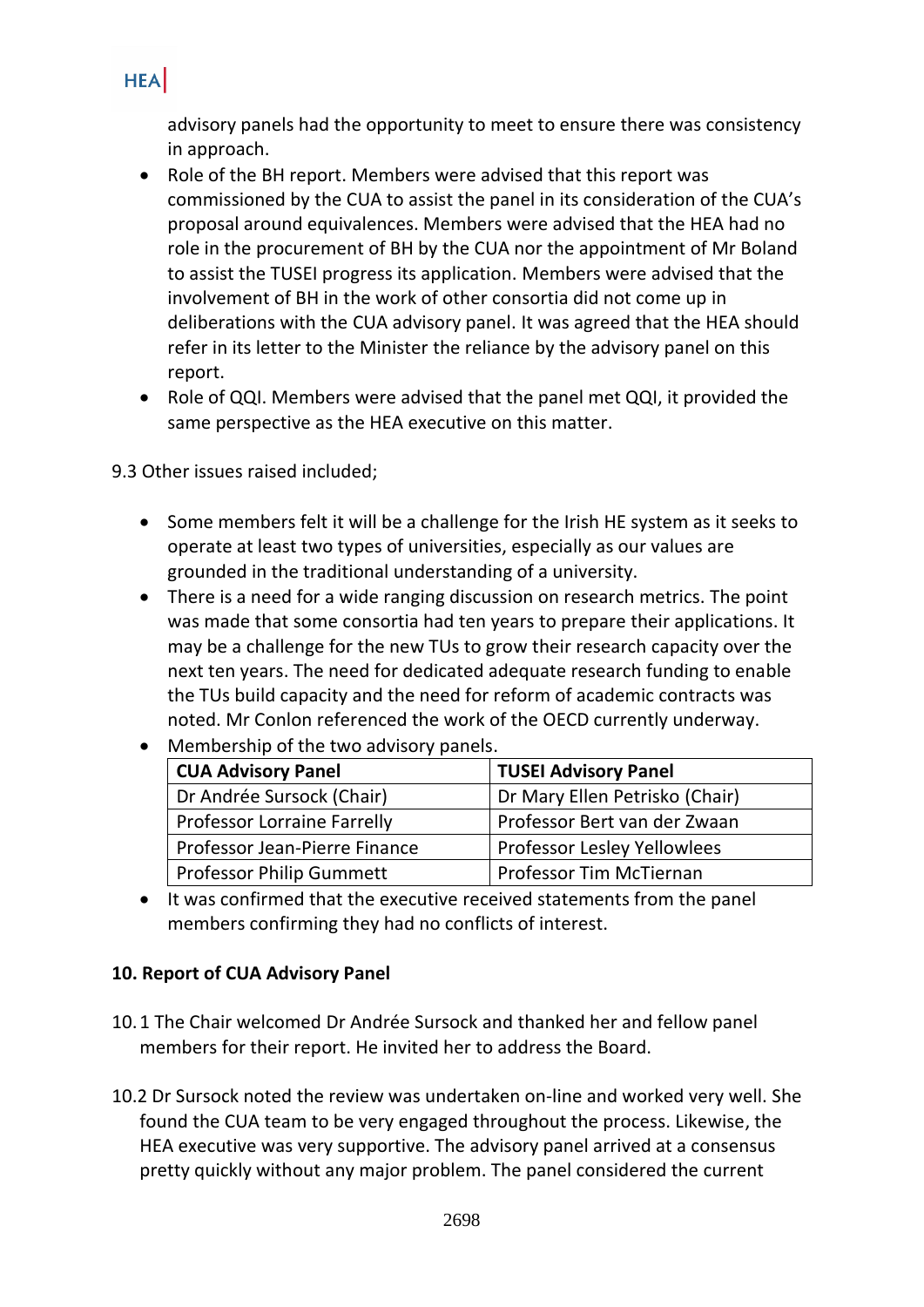advisory panels had the opportunity to meet to ensure there was consistency in approach.

- Role of the BH report. Members were advised that this report was commissioned by the CUA to assist the panel in its consideration of the CUA's proposal around equivalences. Members were advised that the HEA had no role in the procurement of BH by the CUA nor the appointment of Mr Boland to assist the TUSEI progress its application. Members were advised that the involvement of BH in the work of other consortia did not come up in deliberations with the CUA advisory panel. It was agreed that the HEA should refer in its letter to the Minister the reliance by the advisory panel on this report.
- Role of QQI. Members were advised that the panel met QQI, it provided the same perspective as the HEA executive on this matter.

9.3 Other issues raised included;

- Some members felt it will be a challenge for the Irish HE system as it seeks to operate at least two types of universities, especially as our values are grounded in the traditional understanding of a university.
- There is a need for a wide ranging discussion on research metrics. The point was made that some consortia had ten years to prepare their applications. It may be a challenge for the new TUs to grow their research capacity over the next ten years. The need for dedicated adequate research funding to enable the TUs build capacity and the need for reform of academic contracts was noted. Mr Conlon referenced the work of the OECD currently underway.
- Membership of the two advisory panels.

| CUA Advisory Panel | TUSEI Advisory Panel |
|---|---|
| Dr Andrée Sursock (Chair) | Dr Mary Ellen Petrisko (Chair) |
| Professor Lorraine Farrelly | Professor Bert van der Zwaan |
| Professor Jean-Pierre Finance | Professor Lesley Yellowlees |
| Professor Philip Gummett | Professor Tim McTiernan |

- It was confirmed that the executive received statements from the panel members confirming they had no conflicts of interest.

**10. Report of CUA Advisory Panel**

10.1 The Chair welcomed Dr Andrée Sursock and thanked her and fellow panel members for their report. He invited her to address the Board.

10.2 Dr Sursock noted the review was undertaken on-line and worked very well. She found the CUA team to be very engaged throughout the process. Likewise, the HEA executive was very supportive. The advisory panel arrived at a consensus pretty quickly without any major problem. The panel considered the current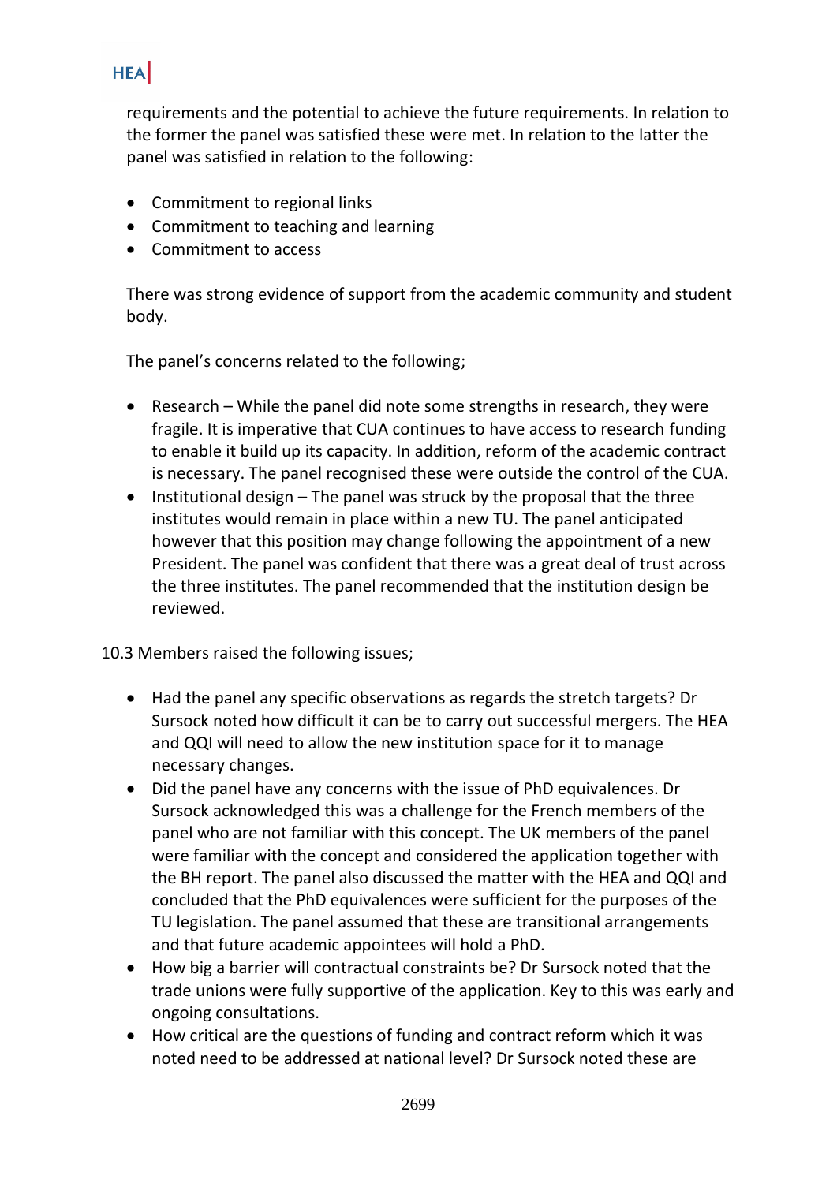requirements and the potential to achieve the future requirements. In relation to the former the panel was satisfied these were met. In relation to the latter the panel was satisfied in relation to the following:

- Commitment to regional links
- Commitment to teaching and learning
- Commitment to access

There was strong evidence of support from the academic community and student body.

The panel's concerns related to the following;

- Research – While the panel did note some strengths in research, they were fragile. It is imperative that CUA continues to have access to research funding to enable it build up its capacity. In addition, reform of the academic contract is necessary. The panel recognised these were outside the control of the CUA.
- Institutional design – The panel was struck by the proposal that the three institutes would remain in place within a new TU. The panel anticipated however that this position may change following the appointment of a new President. The panel was confident that there was a great deal of trust across the three institutes. The panel recommended that the institution design be reviewed.

10.3 Members raised the following issues;

- Had the panel any specific observations as regards the stretch targets? Dr Sursock noted how difficult it can be to carry out successful mergers. The HEA and QQI will need to allow the new institution space for it to manage necessary changes.
- Did the panel have any concerns with the issue of PhD equivalences. Dr Sursock acknowledged this was a challenge for the French members of the panel who are not familiar with this concept. The UK members of the panel were familiar with the concept and considered the application together with the BH report. The panel also discussed the matter with the HEA and QQI and concluded that the PhD equivalences were sufficient for the purposes of the TU legislation. The panel assumed that these are transitional arrangements and that future academic appointees will hold a PhD.
- How big a barrier will contractual constraints be? Dr Sursock noted that the trade unions were fully supportive of the application. Key to this was early and ongoing consultations.
- How critical are the questions of funding and contract reform which it was noted need to be addressed at national level? Dr Sursock noted these are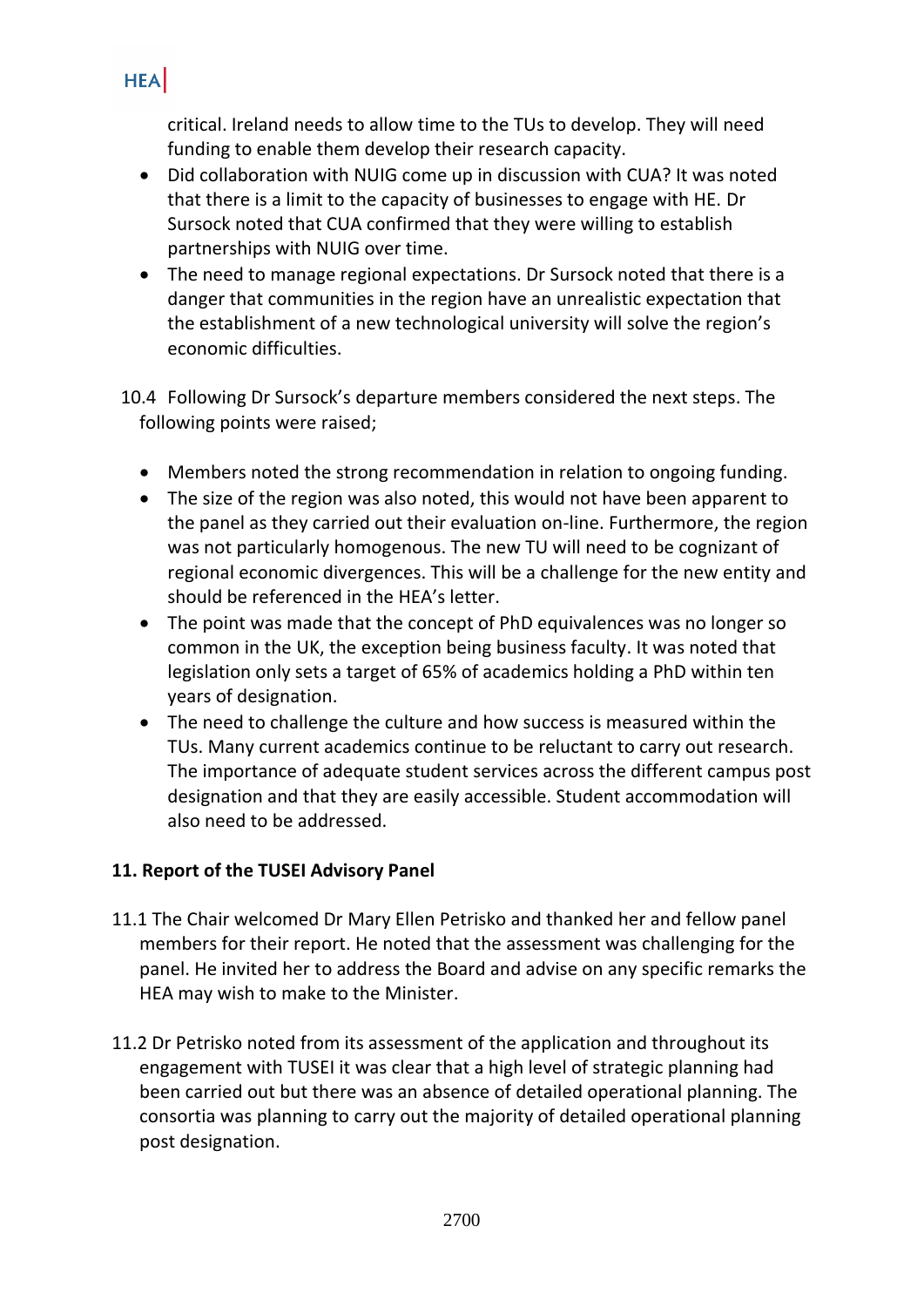critical. Ireland needs to allow time to the TUs to develop. They will need funding to enable them develop their research capacity.

- Did collaboration with NUIG come up in discussion with CUA? It was noted that there is a limit to the capacity of businesses to engage with HE. Dr Sursock noted that CUA confirmed that they were willing to establish partnerships with NUIG over time.
- The need to manage regional expectations. Dr Sursock noted that there is a danger that communities in the region have an unrealistic expectation that the establishment of a new technological university will solve the region's economic difficulties.

10.4 Following Dr Sursock's departure members considered the next steps. The following points were raised;

- Members noted the strong recommendation in relation to ongoing funding.
- The size of the region was also noted, this would not have been apparent to the panel as they carried out their evaluation on-line. Furthermore, the region was not particularly homogenous. The new TU will need to be cognizant of regional economic divergences. This will be a challenge for the new entity and should be referenced in the HEA's letter.
- The point was made that the concept of PhD equivalences was no longer so common in the UK, the exception being business faculty. It was noted that legislation only sets a target of 65% of academics holding a PhD within ten years of designation.
- The need to challenge the culture and how success is measured within the TUs. Many current academics continue to be reluctant to carry out research. The importance of adequate student services across the different campus post designation and that they are easily accessible. Student accommodation will also need to be addressed.

**11. Report of the TUSEI Advisory Panel**

11.1 The Chair welcomed Dr Mary Ellen Petrisko and thanked her and fellow panel members for their report. He noted that the assessment was challenging for the panel. He invited her to address the Board and advise on any specific remarks the HEA may wish to make to the Minister.

11.2 Dr Petrisko noted from its assessment of the application and throughout its engagement with TUSEI it was clear that a high level of strategic planning had been carried out but there was an absence of detailed operational planning. The consortia was planning to carry out the majority of detailed operational planning post designation.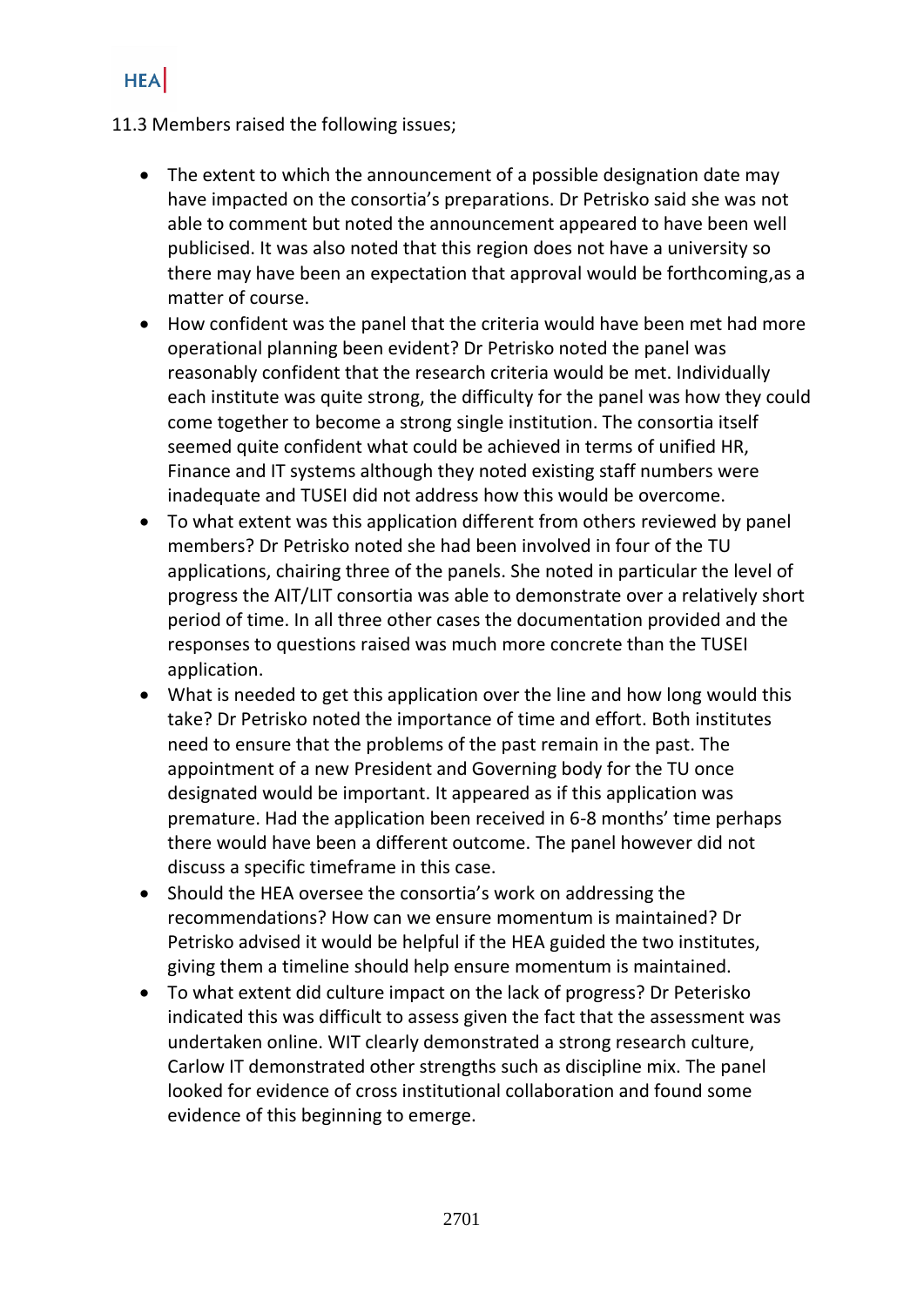11.3 Members raised the following issues;

- The extent to which the announcement of a possible designation date may have impacted on the consortia's preparations. Dr Petrisko said she was not able to comment but noted the announcement appeared to have been well publicised. It was also noted that this region does not have a university so there may have been an expectation that approval would be forthcoming,as a matter of course.
- How confident was the panel that the criteria would have been met had more operational planning been evident? Dr Petrisko noted the panel was reasonably confident that the research criteria would be met. Individually each institute was quite strong, the difficulty for the panel was how they could come together to become a strong single institution. The consortia itself seemed quite confident what could be achieved in terms of unified HR, Finance and IT systems although they noted existing staff numbers were inadequate and TUSEI did not address how this would be overcome.
- To what extent was this application different from others reviewed by panel members? Dr Petrisko noted she had been involved in four of the TU applications, chairing three of the panels. She noted in particular the level of progress the AIT/LIT consortia was able to demonstrate over a relatively short period of time. In all three other cases the documentation provided and the responses to questions raised was much more concrete than the TUSEI application.
- What is needed to get this application over the line and how long would this take? Dr Petrisko noted the importance of time and effort. Both institutes need to ensure that the problems of the past remain in the past. The appointment of a new President and Governing body for the TU once designated would be important. It appeared as if this application was premature. Had the application been received in 6-8 months' time perhaps there would have been a different outcome. The panel however did not discuss a specific timeframe in this case.
- Should the HEA oversee the consortia's work on addressing the recommendations? How can we ensure momentum is maintained? Dr Petrisko advised it would be helpful if the HEA guided the two institutes, giving them a timeline should help ensure momentum is maintained.
- To what extent did culture impact on the lack of progress? Dr Peterisko indicated this was difficult to assess given the fact that the assessment was undertaken online. WIT clearly demonstrated a strong research culture, Carlow IT demonstrated other strengths such as discipline mix. The panel looked for evidence of cross institutional collaboration and found some evidence of this beginning to emerge.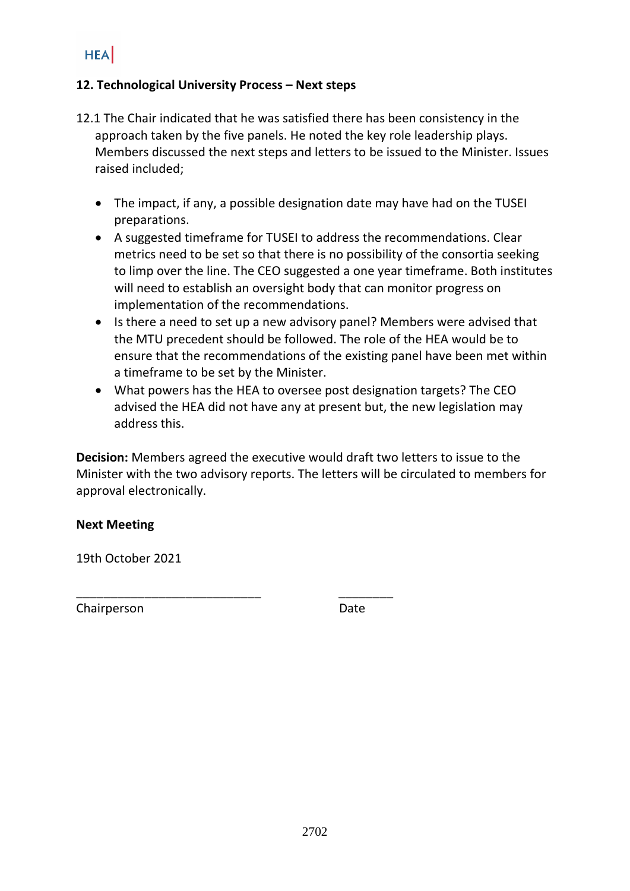**12. Technological University Process – Next steps**

12.1 The Chair indicated that he was satisfied there has been consistency in the approach taken by the five panels. He noted the key role leadership plays. Members discussed the next steps and letters to be issued to the Minister. Issues raised included;

- The impact, if any, a possible designation date may have had on the TUSEI preparations.
- A suggested timeframe for TUSEI to address the recommendations. Clear metrics need to be set so that there is no possibility of the consortia seeking to limp over the line. The CEO suggested a one year timeframe. Both institutes will need to establish an oversight body that can monitor progress on implementation of the recommendations.
- Is there a need to set up a new advisory panel? Members were advised that the MTU precedent should be followed. The role of the HEA would be to ensure that the recommendations of the existing panel have been met within a timeframe to be set by the Minister.
- What powers has the HEA to oversee post designation targets? The CEO advised the HEA did not have any at present but, the new legislation may address this.

**Decision:** Members agreed the executive would draft two letters to issue to the Minister with the two advisory reports. The letters will be circulated to members for approval electronically.

**Next Meeting**

19th October 2021

___________________________ ________

Chairperson Date